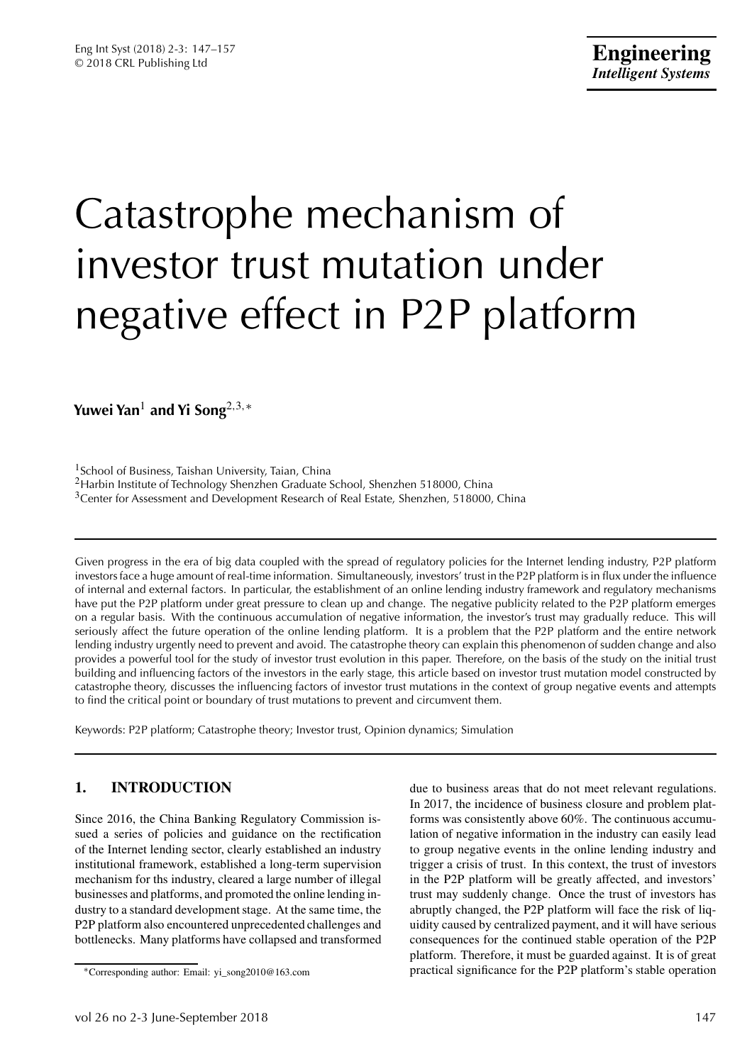# Catastrophe mechanism of investor trust mutation under negative effect in P2P platform

**Yuwei Yan**[1] **and Yi Song**[2,3,*]

[1]School of Business, Taishan University, Taian, China
[2]Harbin Institute of Technology Shenzhen Graduate School, Shenzhen 518000, China
[3]Center for Assessment and Development Research of Real Estate, Shenzhen, 518000, China

---

Given progress in the era of big data coupled with the spread of regulatory policies for the Internet lending industry, P2P platform investors face a huge amount of real-time information. Simultaneously, investors' trust in the P2P platform is in flux under the influence of internal and external factors. In particular, the establishment of an online lending industry framework and regulatory mechanisms have put the P2P platform under great pressure to clean up and change. The negative publicity related to the P2P platform emerges on a regular basis. With the continuous accumulation of negative information, the investor's trust may gradually reduce. This will seriously affect the future operation of the online lending platform. It is a problem that the P2P platform and the entire network lending industry urgently need to prevent and avoid. The catastrophe theory can explain this phenomenon of sudden change and also provides a powerful tool for the study of investor trust evolution in this paper. Therefore, on the basis of the study on the initial trust building and influencing factors of the investors in the early stage, this article based on investor trust mutation model constructed by catastrophe theory, discusses the influencing factors of investor trust mutations in the context of group negative events and attempts to find the critical point or boundary of trust mutations to prevent and circumvent them.

Keywords: P2P platform; Catastrophe theory; Investor trust, Opinion dynamics; Simulation

---

## 1. INTRODUCTION

Since 2016, the China Banking Regulatory Commission issued a series of policies and guidance on the rectification of the Internet lending sector, clearly established an industry institutional framework, established a long-term supervision mechanism for ths industry, cleared a large number of illegal businesses and platforms, and promoted the online lending industry to a standard development stage. At the same time, the P2P platform also encountered unprecedented challenges and bottlenecks. Many platforms have collapsed and transformed due to business areas that do not meet relevant regulations. In 2017, the incidence of business closure and problem platforms was consistently above 60%. The continuous accumulation of negative information in the industry can easily lead to group negative events in the online lending industry and trigger a crisis of trust. In this context, the trust of investors in the P2P platform will be greatly affected, and investors' trust may suddenly change. Once the trust of investors has abruptly changed, the P2P platform will face the risk of liquidity caused by centralized payment, and it will have serious consequences for the continued stable operation of the P2P platform. Therefore, it must be guarded against. It is of great practical significance for the P2P platform's stable operation

*Corresponding author: Email: yi_song2010@163.com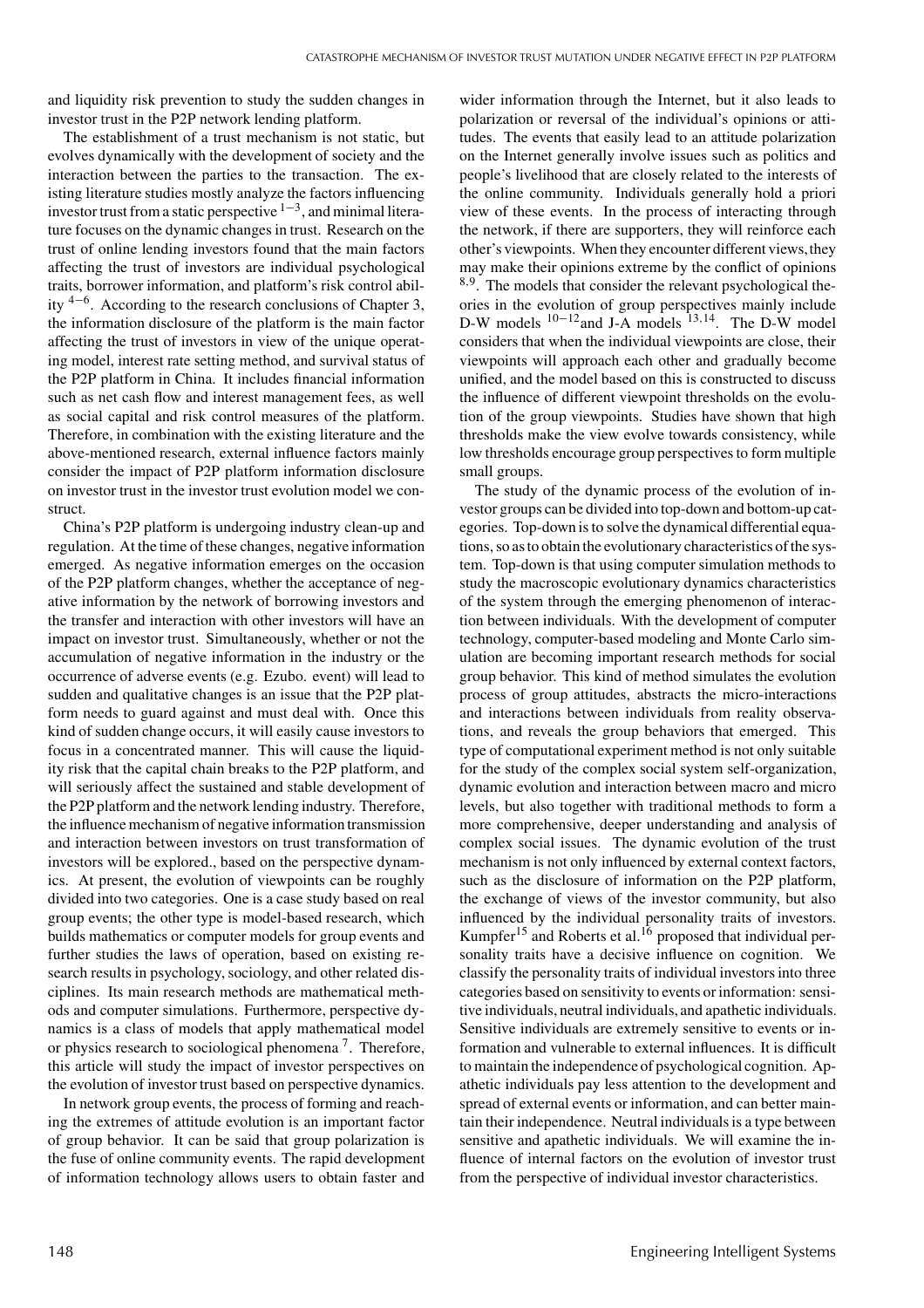and liquidity risk prevention to study the sudden changes in investor trust in the P2P network lending platform.

The establishment of a trust mechanism is not static, but evolves dynamically with the development of society and the interaction between the parties to the transaction. The existing literature studies mostly analyze the factors influencing investor trust from a static perspective [1−3], and minimal literature focuses on the dynamic changes in trust. Research on the trust of online lending investors found that the main factors affecting the trust of investors are individual psychological traits, borrower information, and platform's risk control ability [4−6]. According to the research conclusions of Chapter 3, the information disclosure of the platform is the main factor affecting the trust of investors in view of the unique operating model, interest rate setting method, and survival status of the P2P platform in China. It includes financial information such as net cash flow and interest management fees, as well as social capital and risk control measures of the platform. Therefore, in combination with the existing literature and the above-mentioned research, external influence factors mainly consider the impact of P2P platform information disclosure on investor trust in the investor trust evolution model we construct.

China's P2P platform is undergoing industry clean-up and regulation. At the time of these changes, negative information emerged. As negative information emerges on the occasion of the P2P platform changes, whether the acceptance of negative information by the network of borrowing investors and the transfer and interaction with other investors will have an impact on investor trust. Simultaneously, whether or not the accumulation of negative information in the industry or the occurrence of adverse events (e.g. Ezubo. event) will lead to sudden and qualitative changes is an issue that the P2P platform needs to guard against and must deal with. Once this kind of sudden change occurs, it will easily cause investors to focus in a concentrated manner. This will cause the liquidity risk that the capital chain breaks to the P2P platform, and will seriously affect the sustained and stable development of the P2P platform and the network lending industry. Therefore, the influence mechanism of negative information transmission and interaction between investors on trust transformation of investors will be explored., based on the perspective dynamics. At present, the evolution of viewpoints can be roughly divided into two categories. One is a case study based on real group events; the other type is model-based research, which builds mathematics or computer models for group events and further studies the laws of operation, based on existing research results in psychology, sociology, and other related disciplines. Its main research methods are mathematical methods and computer simulations. Furthermore, perspective dynamics is a class of models that apply mathematical model or physics research to sociological phenomena [7]. Therefore, this article will study the impact of investor perspectives on the evolution of investor trust based on perspective dynamics.

In network group events, the process of forming and reaching the extremes of attitude evolution is an important factor of group behavior. It can be said that group polarization is the fuse of online community events. The rapid development of information technology allows users to obtain faster and wider information through the Internet, but it also leads to polarization or reversal of the individual's opinions or attitudes. The events that easily lead to an attitude polarization on the Internet generally involve issues such as politics and people's livelihood that are closely related to the interests of the online community. Individuals generally hold a priori view of these events. In the process of interacting through the network, if there are supporters, they will reinforce each other's viewpoints. When they encounter different views, they may make their opinions extreme by the conflict of opinions [8,9]. The models that consider the relevant psychological theories in the evolution of group perspectives mainly include D-W models [10−12] and J-A models [13,14]. The D-W model considers that when the individual viewpoints are close, their viewpoints will approach each other and gradually become unified, and the model based on this is constructed to discuss the influence of different viewpoint thresholds on the evolution of the group viewpoints. Studies have shown that high thresholds make the view evolve towards consistency, while low thresholds encourage group perspectives to form multiple small groups.

The study of the dynamic process of the evolution of investor groups can be divided into top-down and bottom-up categories. Top-down is to solve the dynamical differential equations, so as to obtain the evolutionary characteristics of the system. Top-down is that using computer simulation methods to study the macroscopic evolutionary dynamics characteristics of the system through the emerging phenomenon of interaction between individuals. With the development of computer technology, computer-based modeling and Monte Carlo simulation are becoming important research methods for social group behavior. This kind of method simulates the evolution process of group attitudes, abstracts the micro-interactions and interactions between individuals from reality observations, and reveals the group behaviors that emerged. This type of computational experiment method is not only suitable for the study of the complex social system self-organization, dynamic evolution and interaction between macro and micro levels, but also together with traditional methods to form a more comprehensive, deeper understanding and analysis of complex social issues. The dynamic evolution of the trust mechanism is not only influenced by external context factors, such as the disclosure of information on the P2P platform, the exchange of views of the investor community, but also influenced by the individual personality traits of investors. Kumpfer[15] and Roberts et al.[16] proposed that individual personality traits have a decisive influence on cognition. We classify the personality traits of individual investors into three categories based on sensitivity to events or information: sensitive individuals, neutral individuals, and apathetic individuals. Sensitive individuals are extremely sensitive to events or information and vulnerable to external influences. It is difficult to maintain the independence of psychological cognition. Apathetic individuals pay less attention to the development and spread of external events or information, and can better maintain their independence. Neutral individuals is a type between sensitive and apathetic individuals. We will examine the influence of internal factors on the evolution of investor trust from the perspective of individual investor characteristics.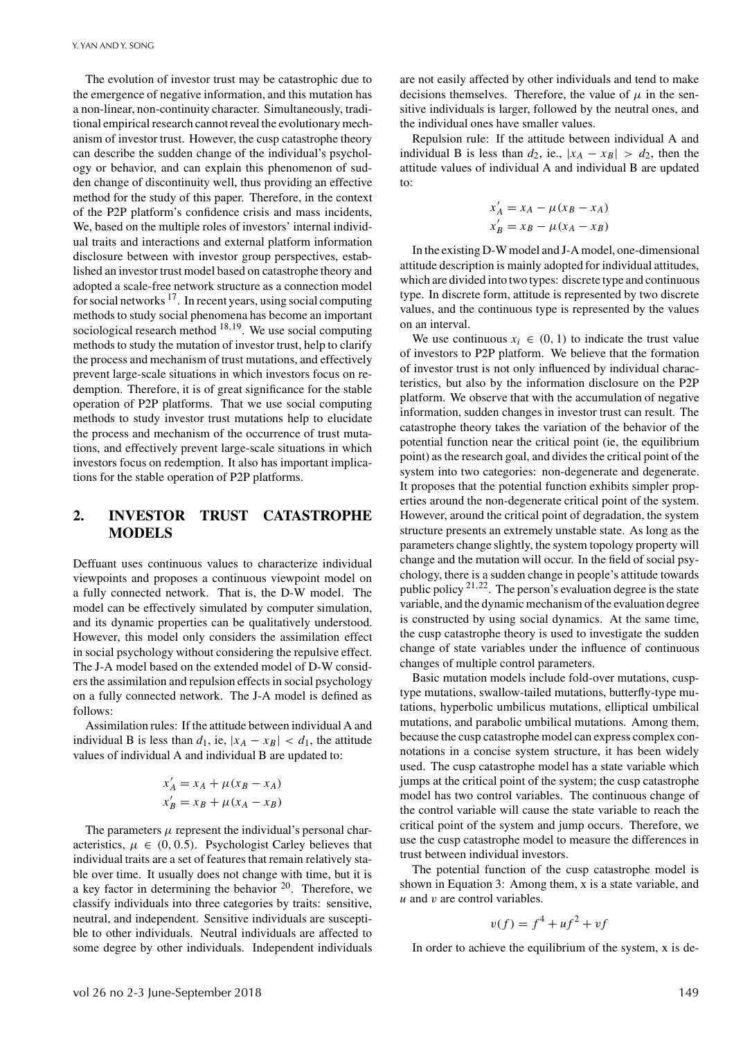The evolution of investor trust may be catastrophic due to the emergence of negative information, and this mutation has a non-linear, non-continuity character. Simultaneously, traditional empirical research cannot reveal the evolutionary mechanism of investor trust. However, the cusp catastrophe theory can describe the sudden change of the individual's psychology or behavior, and can explain this phenomenon of sudden change of discontinuity well, thus providing an effective method for the study of this paper. Therefore, in the context of the P2P platform's confidence crisis and mass incidents, We, based on the multiple roles of investors' internal individual traits and interactions and external platform information disclosure between with investor group perspectives, established an investor trust model based on catastrophe theory and adopted a scale-free network structure as a connection model for social networks [17]. In recent years, using social computing methods to study social phenomena has become an important sociological research method [18,19]. We use social computing methods to study the mutation of investor trust, help to clarify the process and mechanism of trust mutations, and effectively prevent large-scale situations in which investors focus on redemption. Therefore, it is of great significance for the stable operation of P2P platforms. That we use social computing methods to study investor trust mutations help to elucidate the process and mechanism of the occurrence of trust mutations, and effectively prevent large-scale situations in which investors focus on redemption. It also has important implications for the stable operation of P2P platforms.

## 2. INVESTOR TRUST CATASTROPHE MODELS

Deffuant uses continuous values to characterize individual viewpoints and proposes a continuous viewpoint model on a fully connected network. That is, the D-W model. The model can be effectively simulated by computer simulation, and its dynamic properties can be qualitatively understood. However, this model only considers the assimilation effect in social psychology without considering the repulsive effect. The J-A model based on the extended model of D-W considers the assimilation and repulsion effects in social psychology on a fully connected network. The J-A model is defined as follows:

Assimilation rules: If the attitude between individual A and individual B is less than $d_1$, ie, $|x_A - x_B| < d_1$, the attitude values of individual A and individual B are updated to:

$$x'_A = x_A + \mu(x_B - x_A)$$
$$x'_B = x_B + \mu(x_A - x_B)$$

The parameters $\mu$ represent the individual's personal characteristics, $\mu \in (0, 0.5)$. Psychologist Carley believes that individual traits are a set of features that remain relatively stable over time. It usually does not change with time, but it is a key factor in determining the behavior [20]. Therefore, we classify individuals into three categories by traits: sensitive, neutral, and independent. Sensitive individuals are susceptible to other individuals. Neutral individuals are affected to some degree by other individuals. Independent individuals are not easily affected by other individuals and tend to make decisions themselves. Therefore, the value of $\mu$ in the sensitive individuals is larger, followed by the neutral ones, and the individual ones have smaller values.

Repulsion rule: If the attitude between individual A and individual B is less than $d_2$, ie., $|x_A - x_B| > d_2$, then the attitude values of individual A and individual B are updated to:

$$x'_A = x_A - \mu(x_B - x_A)$$
$$x'_B = x_B - \mu(x_A - x_B)$$

In the existing D-W model and J-A model, one-dimensional attitude description is mainly adopted for individual attitudes, which are divided into two types: discrete type and continuous type. In discrete form, attitude is represented by two discrete values, and the continuous type is represented by the values on an interval.

We use continuous $x_i \in (0, 1)$ to indicate the trust value of investors to P2P platform. We believe that the formation of investor trust is not only influenced by individual characteristics, but also by the information disclosure on the P2P platform. We observe that with the accumulation of negative information, sudden changes in investor trust can result. The catastrophe theory takes the variation of the behavior of the potential function near the critical point (ie, the equilibrium point) as the research goal, and divides the critical point of the system into two categories: non-degenerate and degenerate. It proposes that the potential function exhibits simpler properties around the non-degenerate critical point of the system. However, around the critical point of degradation, the system structure presents an extremely unstable state. As long as the parameters change slightly, the system topology property will change and the mutation will occur. In the field of social psychology, there is a sudden change in people's attitude towards public policy [21,22]. The person's evaluation degree is the state variable, and the dynamic mechanism of the evaluation degree is constructed by using social dynamics. At the same time, the cusp catastrophe theory is used to investigate the sudden change of state variables under the influence of continuous changes of multiple control parameters.

Basic mutation models include fold-over mutations, cusp-type mutations, swallow-tailed mutations, butterfly-type mutations, hyperbolic umbilicus mutations, elliptical umbilical mutations, and parabolic umbilical mutations. Among them, because the cusp catastrophe model can express complex connotations in a concise system structure, it has been widely used. The cusp catastrophe model has a state variable which jumps at the critical point of the system; the cusp catastrophe model has two control variables. The continuous change of the control variable will cause the state variable to reach the critical point of the system and jump occurs. Therefore, we use the cusp catastrophe model to measure the differences in trust between individual investors.

The potential function of the cusp catastrophe model is shown in Equation 3: Among them, x is a state variable, and $u$ and $v$ are control variables.

$$v(f) = f^4 + uf^2 + vf$$

In order to achieve the equilibrium of the system, x is de-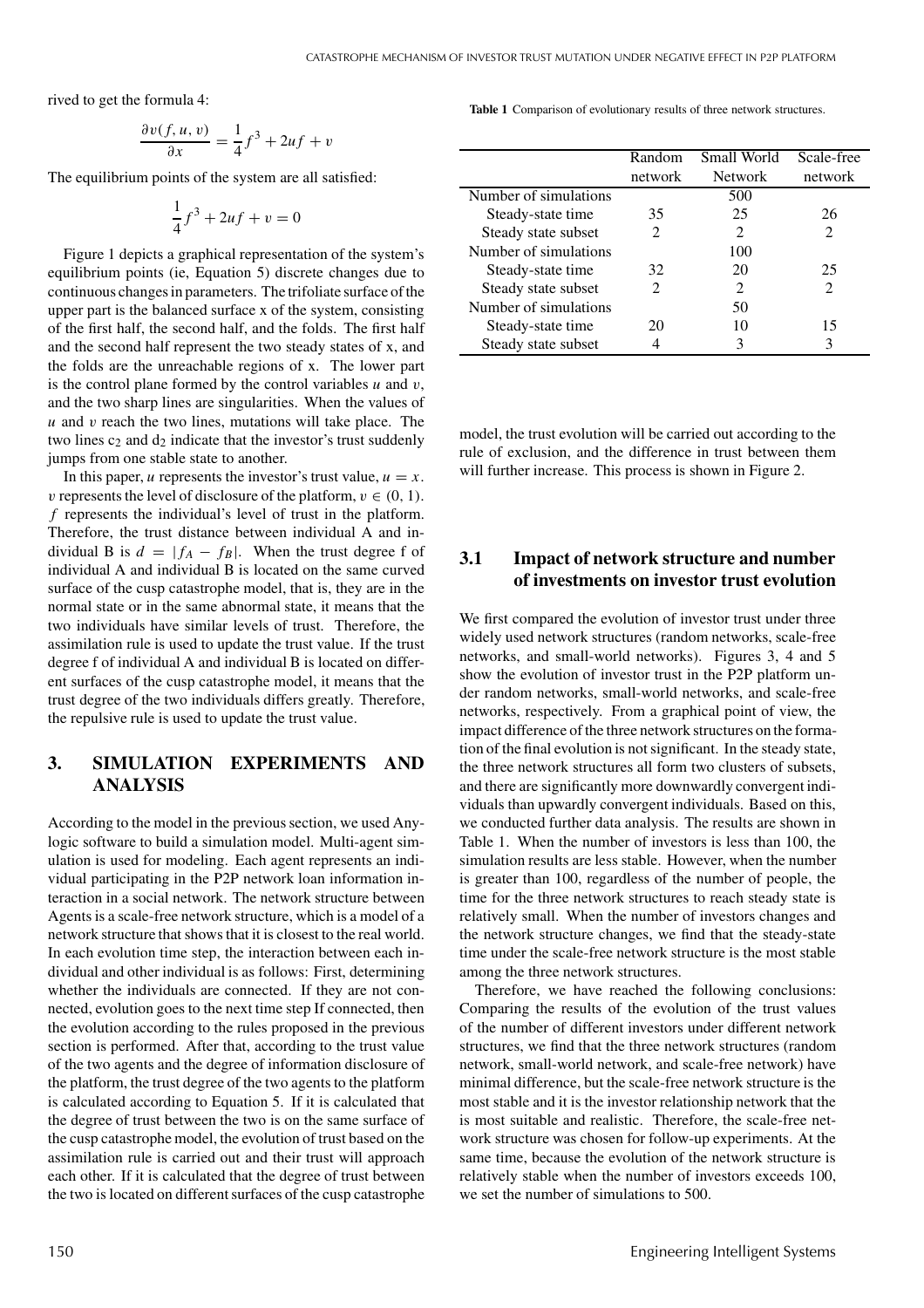rived to get the formula 4:

$$\frac{\partial v(f, u, v)}{\partial x} = \frac{1}{4} f^3 + 2uf + v$$

The equilibrium points of the system are all satisfied:

$$\frac{1}{4} f^3 + 2uf + v = 0$$

Figure 1 depicts a graphical representation of the system's equilibrium points (ie, Equation 5) discrete changes due to continuous changes in parameters. The trifoliate surface of the upper part is the balanced surface x of the system, consisting of the first half, the second half, and the folds. The first half and the second half represent the two steady states of x, and the folds are the unreachable regions of x. The lower part is the control plane formed by the control variables $u$ and $v$, and the two sharp lines are singularities. When the values of $u$ and $v$ reach the two lines, mutations will take place. The two lines $c_2$ and $d_2$ indicate that the investor's trust suddenly jumps from one stable state to another.

In this paper, $u$ represents the investor's trust value, $u = x$. $v$ represents the level of disclosure of the platform, $v \in (0, 1)$. $f$ represents the individual's level of trust in the platform. Therefore, the trust distance between individual A and individual B is $d = |f_A - f_B|$. When the trust degree f of individual A and individual B is located on the same curved surface of the cusp catastrophe model, that is, they are in the normal state or in the same abnormal state, it means that the two individuals have similar levels of trust. Therefore, the assimilation rule is used to update the trust value. If the trust degree f of individual A and individual B is located on different surfaces of the cusp catastrophe model, it means that the trust degree of the two individuals differs greatly. Therefore, the repulsive rule is used to update the trust value.

## 3. SIMULATION EXPERIMENTS AND ANALYSIS

According to the model in the previous section, we used Anylogic software to build a simulation model. Multi-agent simulation is used for modeling. Each agent represents an individual participating in the P2P network loan information interaction in a social network. The network structure between Agents is a scale-free network structure, which is a model of a network structure that shows that it is closest to the real world. In each evolution time step, the interaction between each individual and other individual is as follows: First, determining whether the individuals are connected. If they are not connected, evolution goes to the next time step If connected, then the evolution according to the rules proposed in the previous section is performed. After that, according to the trust value of the two agents and the degree of information disclosure of the platform, the trust degree of the two agents to the platform is calculated according to Equation 5. If it is calculated that the degree of trust between the two is on the same surface of the cusp catastrophe model, the evolution of trust based on the assimilation rule is carried out and their trust will approach each other. If it is calculated that the degree of trust between the two is located on different surfaces of the cusp catastrophe model, the trust evolution will be carried out according to the rule of exclusion, and the difference in trust between them will further increase. This process is shown in Figure 2.

**Table 1** Comparison of evolutionary results of three network structures.

| | Random network | Small World Network | Scale-free network |
|---|---|---|---|
| Number of simulations | | 500 | |
| Steady-state time | 35 | 25 | 26 |
| Steady state subset | 2 | 2 | 2 |
| Number of simulations | | 100 | |
| Steady-state time | 32 | 20 | 25 |
| Steady state subset | 2 | 2 | 2 |
| Number of simulations | | 50 | |
| Steady-state time | 20 | 10 | 15 |
| Steady state subset | 4 | 3 | 3 |

### 3.1 Impact of network structure and number of investments on investor trust evolution

We first compared the evolution of investor trust under three widely used network structures (random networks, scale-free networks, and small-world networks). Figures 3, 4 and 5 show the evolution of investor trust in the P2P platform under random networks, small-world networks, and scale-free networks, respectively. From a graphical point of view, the impact difference of the three network structures on the formation of the final evolution is not significant. In the steady state, the three network structures all form two clusters of subsets, and there are significantly more downwardly convergent individuals than upwardly convergent individuals. Based on this, we conducted further data analysis. The results are shown in Table 1. When the number of investors is less than 100, the simulation results are less stable. However, when the number is greater than 100, regardless of the number of people, the time for the three network structures to reach steady state is relatively small. When the number of investors changes and the network structure changes, we find that the steady-state time under the scale-free network structure is the most stable among the three network structures.

Therefore, we have reached the following conclusions: Comparing the results of the evolution of the trust values of the number of different investors under different network structures, we find that the three network structures (random network, small-world network, and scale-free network) have minimal difference, but the scale-free network structure is the most stable and it is the investor relationship network that the is most suitable and realistic. Therefore, the scale-free network structure was chosen for follow-up experiments. At the same time, because the evolution of the network structure is relatively stable when the number of investors exceeds 100, we set the number of simulations to 500.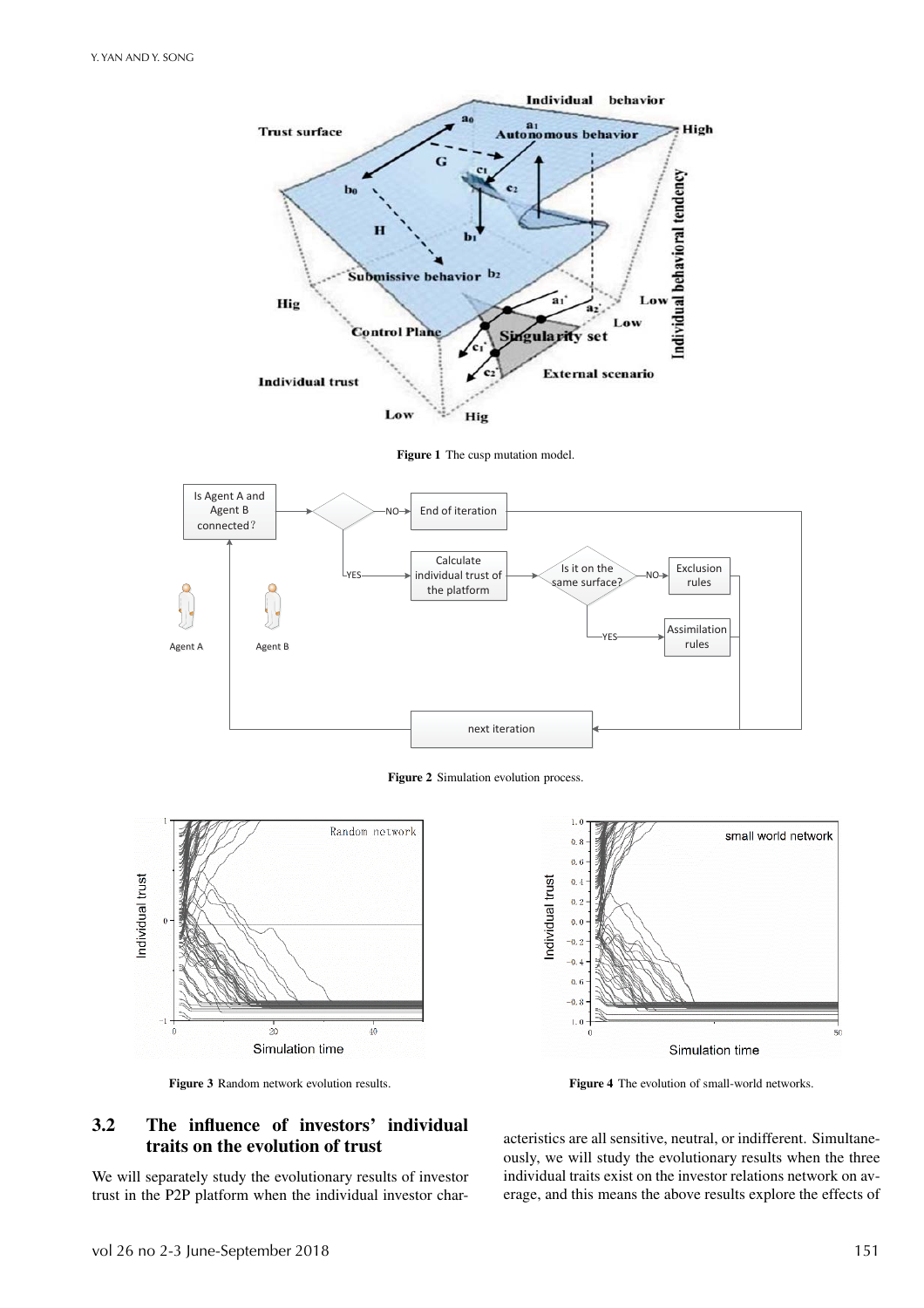Individual behavior

Trust surface

$a_0$

$a_1$

Autonomous behavior

High

G

$c_1$

$b_0$

$c_2$

H

$b_1$

Individual behavioral tendency

Submissive behavior $b_2$

Hig

Low

$a_1'$

$a_2'$

Low

Control Plane

Singularity set

$c_1'$

$c_2'$

External scenario

Individual trust

Low

Hig

**Figure 1** The cusp mutation model.

Is Agent A and Agent B connected?

NO

End of iteration

YES

Calculate individual trust of the platform

Is it on the same surface?

NO

Exclusion rules

YES

Assimilation rules

Agent A

Agent B

next iteration

**Figure 2** Simulation evolution process.

Random network

Individual trust

1

0

−1

0

20

40

Simulation time

**Figure 3** Random network evolution results.

small world network

Individual trust

1.0

0.8

0.6

0.4

0.2

0.0

−0.2

−0.4

0.6

−0.8

1.0

0

50

Simulation time

**Figure 4** The evolution of small-world networks.

## 3.2 The influence of investors' individual traits on the evolution of trust

We will separately study the evolutionary results of investor trust in the P2P platform when the individual investor characteristics are all sensitive, neutral, or indifferent. Simultaneously, we will study the evolutionary results when the three individual traits exist on the investor relations network on average, and this means the above results explore the effects of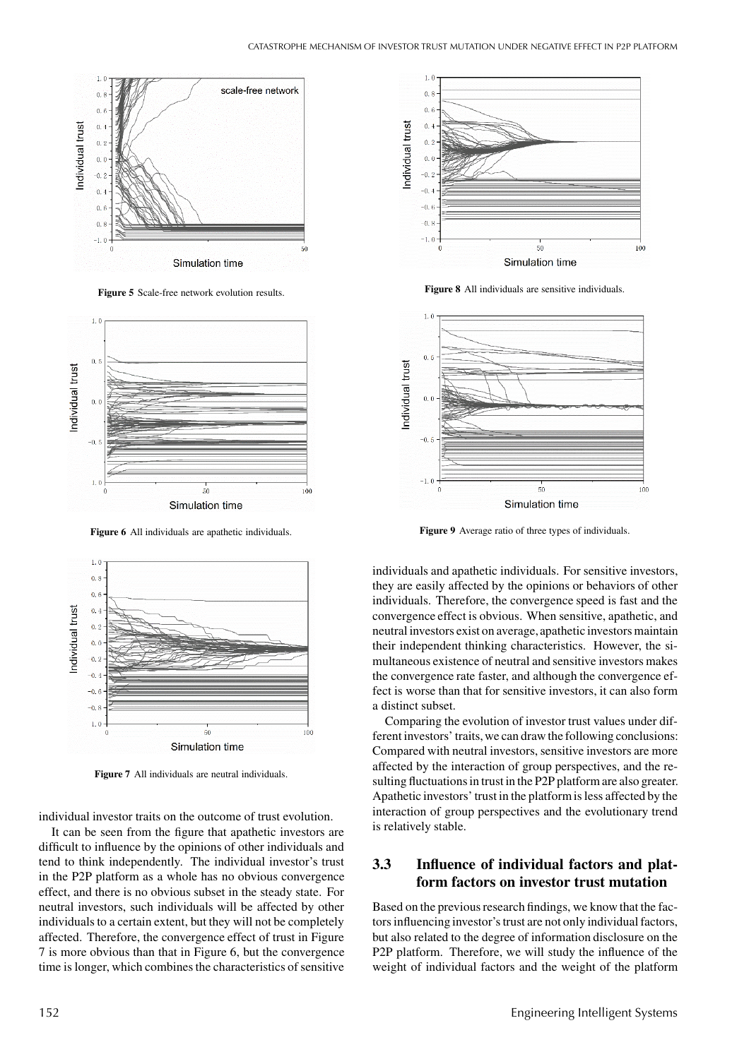scale-free network

Individual trust

1.0
0.8
0.6
0.4
0.2
0.0
-0.2
-0.4
-0.6
-0.8
-1.0

0
50

Simulation time

**Figure 5** Scale-free network evolution results.

Individual trust

1.0
0.5
0.0
-0.5
1.0

0
50
100

Simulation time

**Figure 6** All individuals are apathetic individuals.

Individual trust

1.0
0.8
0.6
0.4
0.2
0.0
-0.2
-0.4
-0.6
-0.8
1.0

0
50
100

Simulation time

**Figure 7** All individuals are neutral individuals.

Individual trust

1.0
0.8
0.6
0.4
0.2
0.0
-0.2
-0.4
-0.6
-0.8
-1.0

0
50
100

Simulation time

**Figure 8** All individuals are sensitive individuals.

Individual trust

1.0
0.5
0.0
-0.5
-1.0

0
50
100

Simulation time

**Figure 9** Average ratio of three types of individuals.

individual investor traits on the outcome of trust evolution.

It can be seen from the figure that apathetic investors are difficult to influence by the opinions of other individuals and tend to think independently. The individual investor's trust in the P2P platform as a whole has no obvious convergence effect, and there is no obvious subset in the steady state. For neutral investors, such individuals will be affected by other individuals to a certain extent, but they will not be completely affected. Therefore, the convergence effect of trust in Figure 7 is more obvious than that in Figure 6, but the convergence time is longer, which combines the characteristics of sensitive individuals and apathetic individuals. For sensitive investors, they are easily affected by the opinions or behaviors of other individuals. Therefore, the convergence speed is fast and the convergence effect is obvious. When sensitive, apathetic, and neutral investors exist on average, apathetic investors maintain their independent thinking characteristics. However, the simultaneous existence of neutral and sensitive investors makes the convergence rate faster, and although the convergence effect is worse than that for sensitive investors, it can also form a distinct subset.

Comparing the evolution of investor trust values under different investors' traits, we can draw the following conclusions: Compared with neutral investors, sensitive investors are more affected by the interaction of group perspectives, and the resulting fluctuations in trust in the P2P platform are also greater. Apathetic investors' trust in the platform is less affected by the interaction of group perspectives and the evolutionary trend is relatively stable.

## 3.3 Influence of individual factors and platform factors on investor trust mutation

Based on the previous research findings, we know that the factors influencing investor's trust are not only individual factors, but also related to the degree of information disclosure on the P2P platform. Therefore, we will study the influence of the weight of individual factors and the weight of the platform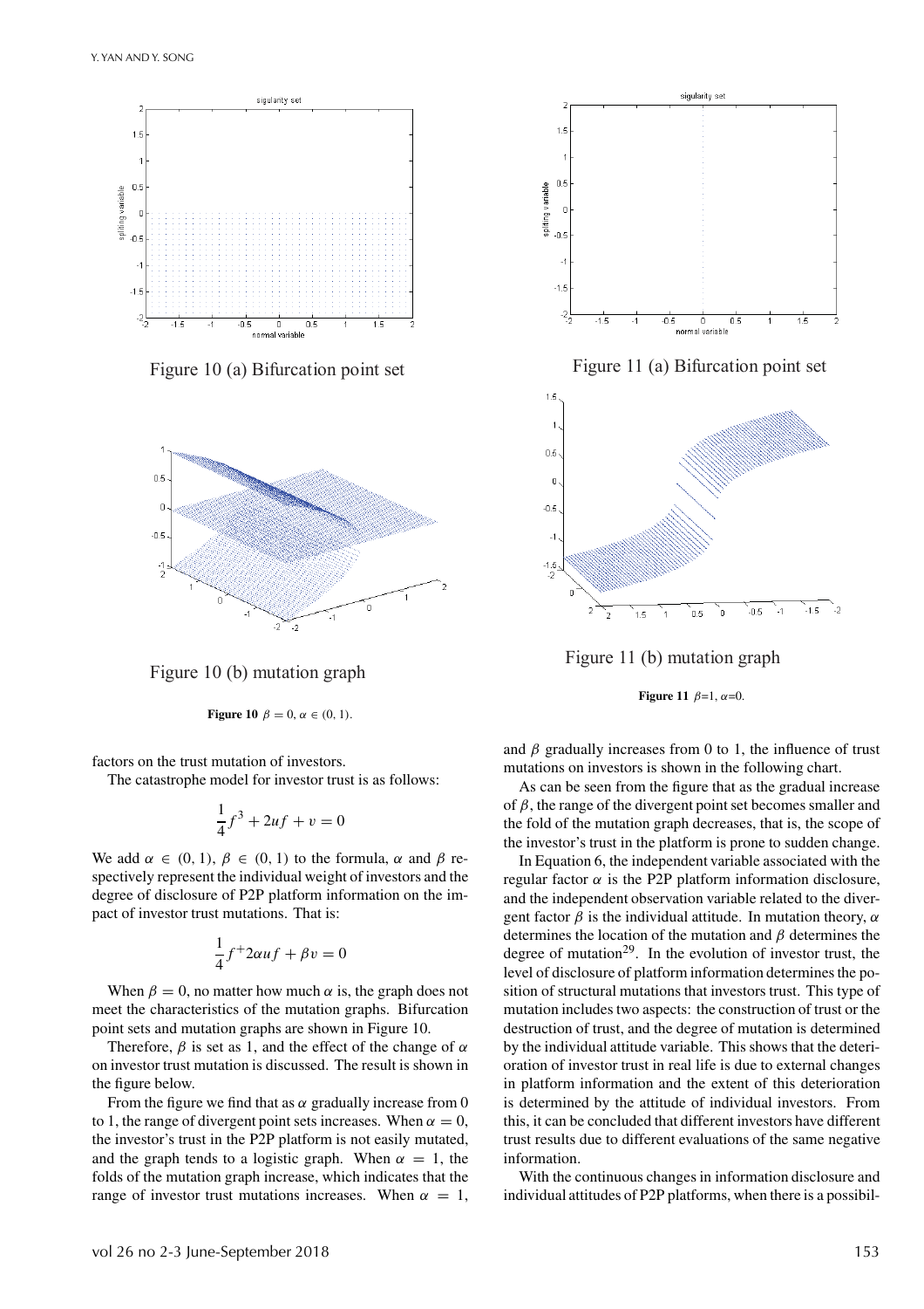singularity set

splitting variable

normal variable

2
1.5
1
0.5
0
-0.5
-1
-1.5
-2

-2 -1.5 -1 -0.5 0 0.5 1 1.5 2

Figure 10 (a) Bifurcation point set

1
0.5
0
-0.5
-1
2 1 0 -1 -2 -2 -1 0 1 2

Figure 10 (b) mutation graph

**Figure 10** $\beta = 0$, $\alpha \in (0, 1)$.

singularity set

splitting variable

normal variable

2
1.5
1
0.5
0
-0.5
-1
-1.5
-2

-2 -1.5 -1 -0.5 0 0.5 1 1.5 2

Figure 11 (a) Bifurcation point set

1.5
1
0.5
0
-0.5
-1
-1.5
-2 0 2 2 1.5 1 0.5 0 -0.5 -1 -1.5 -2

Figure 11 (b) mutation graph

**Figure 11** $\beta$=1, $\alpha$=0.

factors on the trust mutation of investors.

The catastrophe model for investor trust is as follows:

$$\frac{1}{4}f^3 + 2uf + v = 0$$

We add $\alpha \in (0, 1)$, $\beta \in (0, 1)$ to the formula, $\alpha$ and $\beta$ respectively represent the individual weight of investors and the degree of disclosure of P2P platform information on the impact of investor trust mutations. That is:

$$\frac{1}{4}f^{+}2\alpha uf + \beta v = 0$$

When $\beta = 0$, no matter how much $\alpha$ is, the graph does not meet the characteristics of the mutation graphs. Bifurcation point sets and mutation graphs are shown in Figure 10.

Therefore, $\beta$ is set as 1, and the effect of the change of $\alpha$ on investor trust mutation is discussed. The result is shown in the figure below.

From the figure we find that as $\alpha$ gradually increase from 0 to 1, the range of divergent point sets increases. When $\alpha = 0$, the investor's trust in the P2P platform is not easily mutated, and the graph tends to a logistic graph. When $\alpha = 1$, the folds of the mutation graph increase, which indicates that the range of investor trust mutations increases. When $\alpha = 1$, and $\beta$ gradually increases from 0 to 1, the influence of trust mutations on investors is shown in the following chart.

As can be seen from the figure that as the gradual increase of $\beta$, the range of the divergent point set becomes smaller and the fold of the mutation graph decreases, that is, the scope of the investor's trust in the platform is prone to sudden change.

In Equation 6, the independent variable associated with the regular factor $\alpha$ is the P2P platform information disclosure, and the independent observation variable related to the divergent factor $\beta$ is the individual attitude. In mutation theory, $\alpha$ determines the location of the mutation and $\beta$ determines the degree of mutation[29]. In the evolution of investor trust, the level of disclosure of platform information determines the position of structural mutations that investors trust. This type of mutation includes two aspects: the construction of trust or the destruction of trust, and the degree of mutation is determined by the individual attitude variable. This shows that the deterioration of investor trust in real life is due to external changes in platform information and the extent of this deterioration is determined by the attitude of individual investors. From this, it can be concluded that different investors have different trust results due to different evaluations of the same negative information.

With the continuous changes in information disclosure and individual attitudes of P2P platforms, when there is a possibil-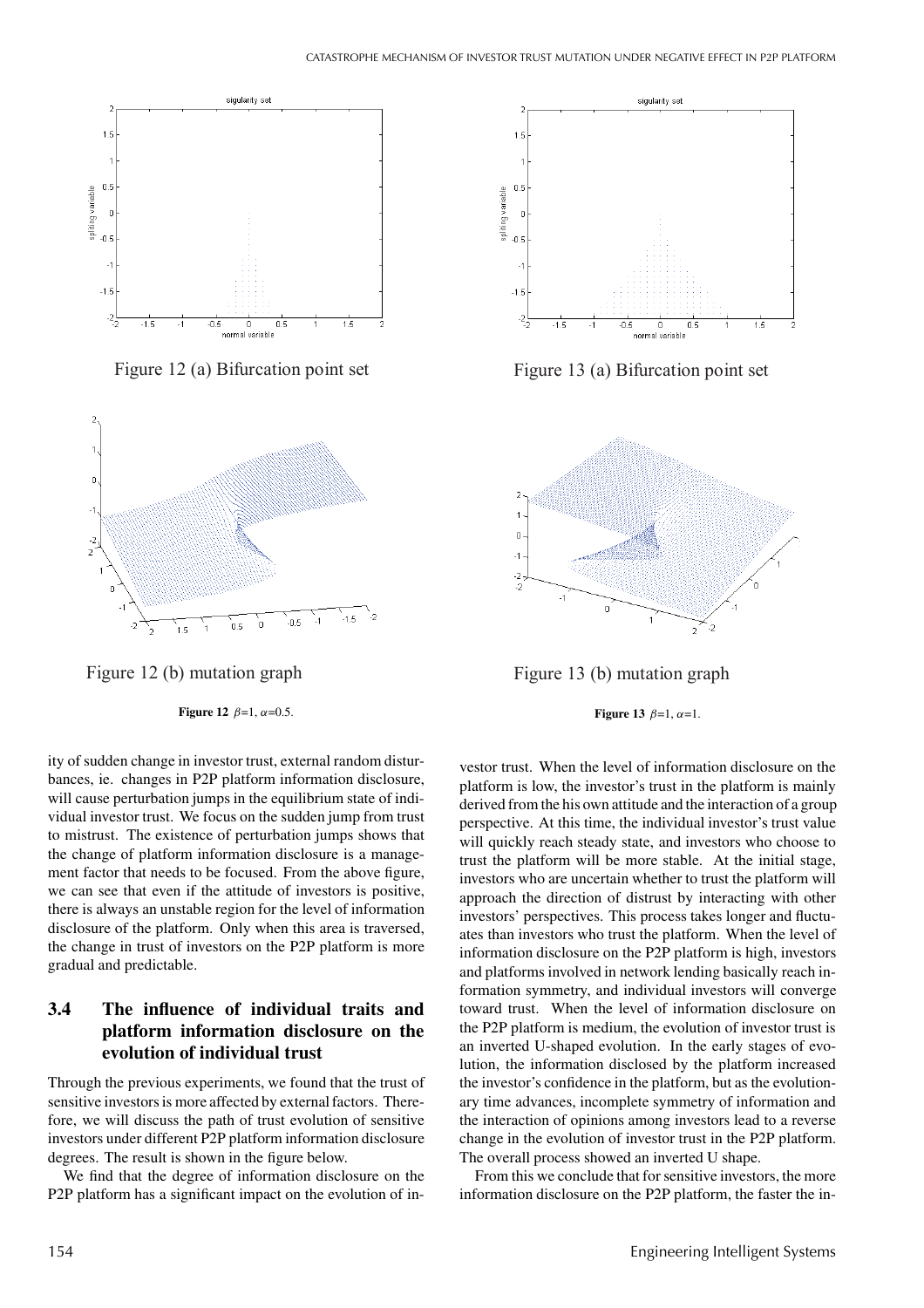sigularity set

spliting variable

normal variable

Figure 12 (a) Bifurcation point set

Figure 12 (b) mutation graph

**Figure 12** $\beta$=1, $\alpha$=0.5.

sigularity set

spliting variable

normal variable

Figure 13 (a) Bifurcation point set

Figure 13 (b) mutation graph

**Figure 13** $\beta$=1, $\alpha$=1.

ity of sudden change in investor trust, external random disturbances, ie. changes in P2P platform information disclosure, will cause perturbation jumps in the equilibrium state of individual investor trust. We focus on the sudden jump from trust to mistrust. The existence of perturbation jumps shows that the change of platform information disclosure is a management factor that needs to be focused. From the above figure, we can see that even if the attitude of investors is positive, there is always an unstable region for the level of information disclosure of the platform. Only when this area is traversed, the change in trust of investors on the P2P platform is more gradual and predictable.

### 3.4 The influence of individual traits and platform information disclosure on the evolution of individual trust

Through the previous experiments, we found that the trust of sensitive investors is more affected by external factors. Therefore, we will discuss the path of trust evolution of sensitive investors under different P2P platform information disclosure degrees. The result is shown in the figure below.

We find that the degree of information disclosure on the P2P platform has a significant impact on the evolution of investor trust. When the level of information disclosure on the platform is low, the investor's trust in the platform is mainly derived from the his own attitude and the interaction of a group perspective. At this time, the individual investor's trust value will quickly reach steady state, and investors who choose to trust the platform will be more stable. At the initial stage, investors who are uncertain whether to trust the platform will approach the direction of distrust by interacting with other investors' perspectives. This process takes longer and fluctuates than investors who trust the platform. When the level of information disclosure on the P2P platform is high, investors and platforms involved in network lending basically reach information symmetry, and individual investors will converge toward trust. When the level of information disclosure on the P2P platform is medium, the evolution of investor trust is an inverted U-shaped evolution. In the early stages of evolution, the information disclosed by the platform increased the investor's confidence in the platform, but as the evolutionary time advances, incomplete symmetry of information and the interaction of opinions among investors lead to a reverse change in the evolution of investor trust in the P2P platform. The overall process showed an inverted U shape.

From this we conclude that for sensitive investors, the more information disclosure on the P2P platform, the faster the in-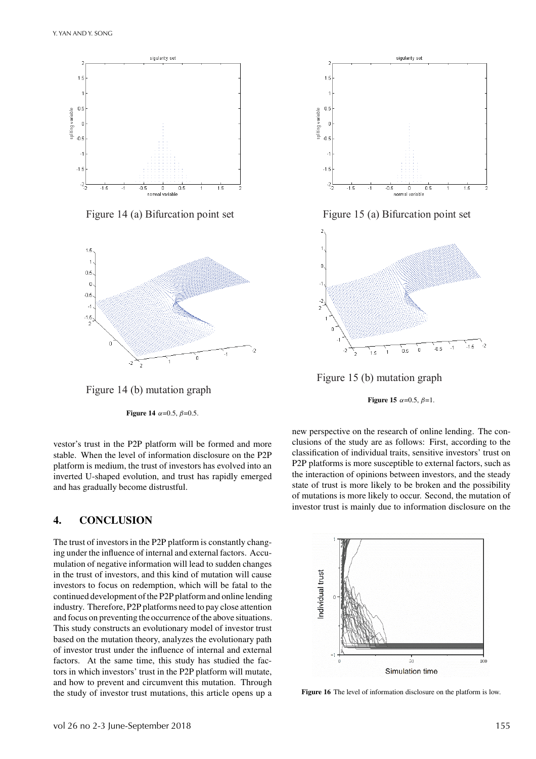singularity set

splitting variable

normal variable

2
1.5
1
0.5
0
-0.5
-1
-1.5
-2

-2 -1.5 -1 -0.5 0 0.5 1 1.5 2

Figure 14 (a) Bifurcation point set

1.5
1
0.5
0
-0.5
-1
-1.5
2
0
-2
2
1
0
-1
-2

Figure 14 (b) mutation graph

**Figure 14** $\alpha$=0.5, $\beta$=0.5.

singularity set

splitting variable

normal variable

2
1.5
1
0.5
0
-0.5
-1
-1.5
-2

-2 -1.5 -1 -0.5 0 0.5 1 1.5 2

Figure 15 (a) Bifurcation point set

2
1
0
-1
-2
2
1
0
-1
-2
2
1.5
1
0.5
0
-0.5
-1
-1.5
-2

Figure 15 (b) mutation graph

**Figure 15** $\alpha$=0.5, $\beta$=1.

vestor's trust in the P2P platform will be formed and more stable. When the level of information disclosure on the P2P platform is medium, the trust of investors has evolved into an inverted U-shaped evolution, and trust has rapidly emerged and has gradually become distrustful.

## 4. CONCLUSION

The trust of investors in the P2P platform is constantly changing under the influence of internal and external factors. Accumulation of negative information will lead to sudden changes in the trust of investors, and this kind of mutation will cause investors to focus on redemption, which will be fatal to the continued development of the P2P platform and online lending industry. Therefore, P2P platforms need to pay close attention and focus on preventing the occurrence of the above situations. This study constructs an evolutionary model of investor trust based on the mutation theory, analyzes the evolutionary path of investor trust under the influence of internal and external factors. At the same time, this study has studied the factors in which investors' trust in the P2P platform will mutate, and how to prevent and circumvent this mutation. Through the study of investor trust mutations, this article opens up a new perspective on the research of online lending. The conclusions of the study are as follows: First, according to the classification of individual traits, sensitive investors' trust on P2P platforms is more susceptible to external factors, such as the interaction of opinions between investors, and the steady state of trust is more likely to be broken and the possibility of mutations is more likely to occur. Second, the mutation of investor trust is mainly due to information disclosure on the

Individual trust

Simulation time

1
0
-1

0 50 100

**Figure 16** The level of information disclosure on the platform is low.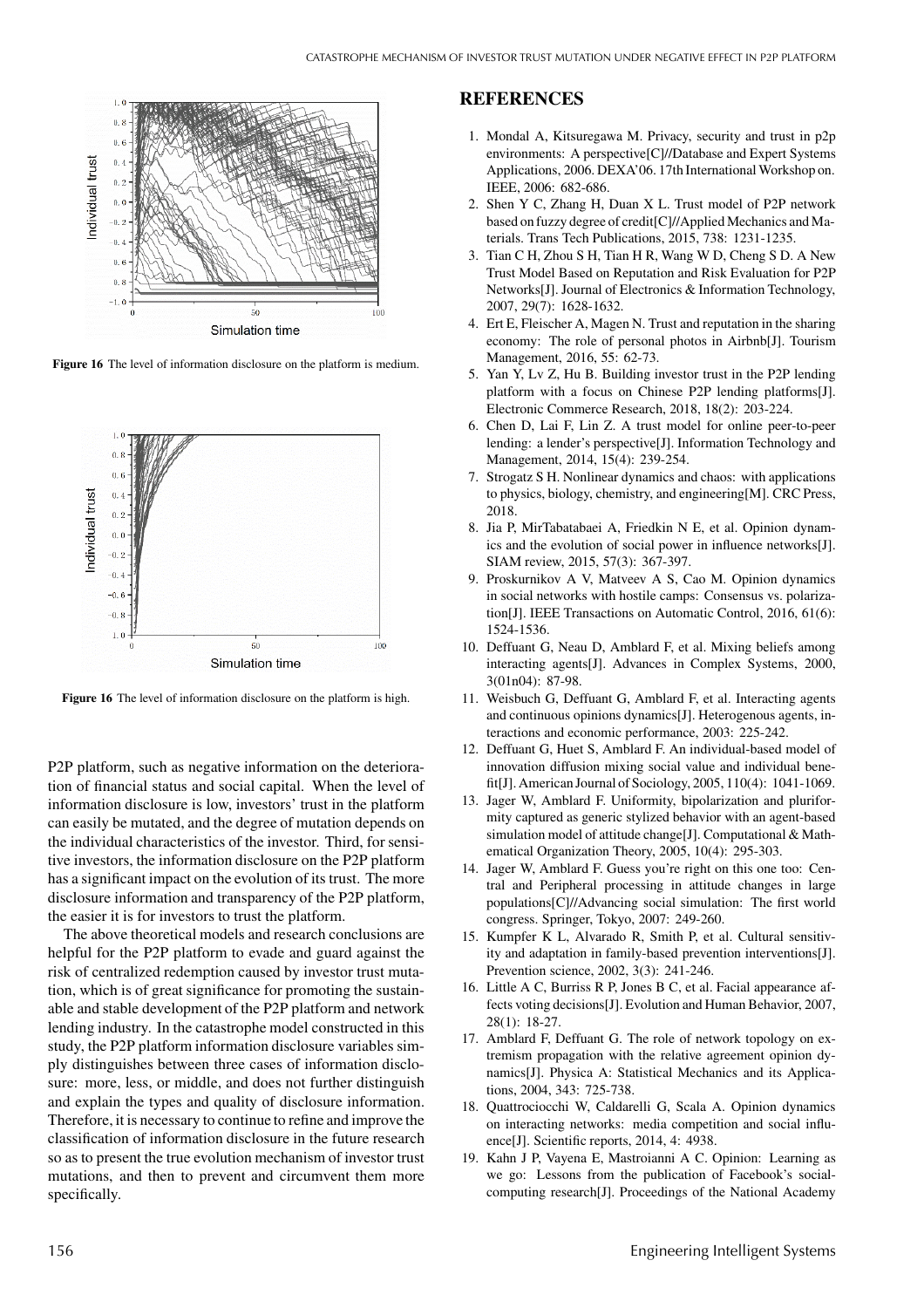1.0
0.8
0.6
0.4
0.2
0.0
−0.2
−0.4
−0.6
−0.8
−1.0
0
50
100
Individual trust
Simulation time

**Figure 16** The level of information disclosure on the platform is medium.

1.0
0.8
0.6
0.4
0.2
0.0
−0.2
−0.4
−0.6
−0.8
−1.0
0
50
100
Individual trust
Simulation time

**Figure 16** The level of information disclosure on the platform is high.

P2P platform, such as negative information on the deterioration of financial status and social capital. When the level of information disclosure is low, investors' trust in the platform can easily be mutated, and the degree of mutation depends on the individual characteristics of the investor. Third, for sensitive investors, the information disclosure on the P2P platform has a significant impact on the evolution of its trust. The more disclosure information and transparency of the P2P platform, the easier it is for investors to trust the platform.

The above theoretical models and research conclusions are helpful for the P2P platform to evade and guard against the risk of centralized redemption caused by investor trust mutation, which is of great significance for promoting the sustainable and stable development of the P2P platform and network lending industry. In the catastrophe model constructed in this study, the P2P platform information disclosure variables simply distinguishes between three cases of information disclosure: more, less, or middle, and does not further distinguish and explain the types and quality of disclosure information. Therefore, it is necessary to continue to refine and improve the classification of information disclosure in the future research so as to present the true evolution mechanism of investor trust mutations, and then to prevent and circumvent them more specifically.

## REFERENCES

1. Mondal A, Kitsuregawa M. Privacy, security and trust in p2p environments: A perspective[C]//Database and Expert Systems Applications, 2006. DEXA'06. 17th International Workshop on. IEEE, 2006: 682-686.
2. Shen Y C, Zhang H, Duan X L. Trust model of P2P network based on fuzzy degree of credit[C]//Applied Mechanics and Materials. Trans Tech Publications, 2015, 738: 1231-1235.
3. Tian C H, Zhou S H, Tian H R, Wang W D, Cheng S D. A New Trust Model Based on Reputation and Risk Evaluation for P2P Networks[J]. Journal of Electronics & Information Technology, 2007, 29(7): 1628-1632.
4. Ert E, Fleischer A, Magen N. Trust and reputation in the sharing economy: The role of personal photos in Airbnb[J]. Tourism Management, 2016, 55: 62-73.
5. Yan Y, Lv Z, Hu B. Building investor trust in the P2P lending platform with a focus on Chinese P2P lending platforms[J]. Electronic Commerce Research, 2018, 18(2): 203-224.
6. Chen D, Lai F, Lin Z. A trust model for online peer-to-peer lending: a lender's perspective[J]. Information Technology and Management, 2014, 15(4): 239-254.
7. Strogatz S H. Nonlinear dynamics and chaos: with applications to physics, biology, chemistry, and engineering[M]. CRC Press, 2018.
8. Jia P, MirTabatabaei A, Friedkin N E, et al. Opinion dynamics and the evolution of social power in influence networks[J]. SIAM review, 2015, 57(3): 367-397.
9. Proskurnikov A V, Matveev A S, Cao M. Opinion dynamics in social networks with hostile camps: Consensus vs. polarization[J]. IEEE Transactions on Automatic Control, 2016, 61(6): 1524-1536.
10. Deffuant G, Neau D, Amblard F, et al. Mixing beliefs among interacting agents[J]. Advances in Complex Systems, 2000, 3(01n04): 87-98.
11. Weisbuch G, Deffuant G, Amblard F, et al. Interacting agents and continuous opinions dynamics[J]. Heterogenous agents, interactions and economic performance, 2003: 225-242.
12. Deffuant G, Huet S, Amblard F. An individual-based model of innovation diffusion mixing social value and individual benefit[J]. American Journal of Sociology, 2005, 110(4): 1041-1069.
13. Jager W, Amblard F. Uniformity, bipolarization and pluriformity captured as generic stylized behavior with an agent-based simulation model of attitude change[J]. Computational & Mathematical Organization Theory, 2005, 10(4): 295-303.
14. Jager W, Amblard F. Guess you're right on this one too: Central and Peripheral processing in attitude changes in large populations[C]//Advancing social simulation: The first world congress. Springer, Tokyo, 2007: 249-260.
15. Kumpfer K L, Alvarado R, Smith P, et al. Cultural sensitivity and adaptation in family-based prevention interventions[J]. Prevention science, 2002, 3(3): 241-246.
16. Little A C, Burriss R P, Jones B C, et al. Facial appearance affects voting decisions[J]. Evolution and Human Behavior, 2007, 28(1): 18-27.
17. Amblard F, Deffuant G. The role of network topology on extremism propagation with the relative agreement opinion dynamics[J]. Physica A: Statistical Mechanics and its Applications, 2004, 343: 725-738.
18. Quattrociocchi W, Caldarelli G, Scala A. Opinion dynamics on interacting networks: media competition and social influence[J]. Scientific reports, 2014, 4: 4938.
19. Kahn J P, Vayena E, Mastroianni A C. Opinion: Learning as we go: Lessons from the publication of Facebook's social-computing research[J]. Proceedings of the National Academy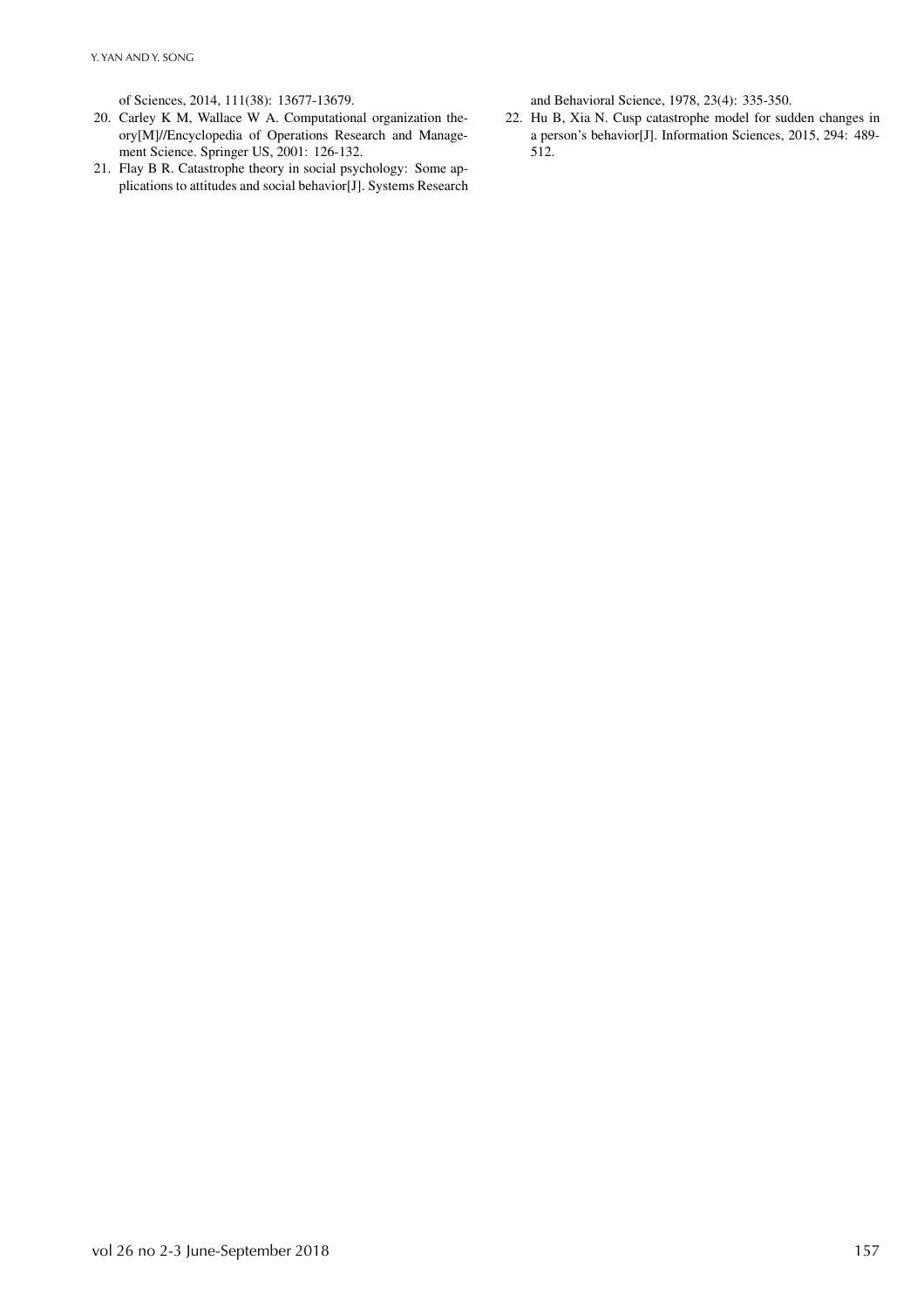of Sciences, 2014, 111(38): 13677-13679.

20. Carley K M, Wallace W A. Computational organization theory[M]//Encyclopedia of Operations Research and Management Science. Springer US, 2001: 126-132.
21. Flay B R. Catastrophe theory in social psychology: Some applications to attitudes and social behavior[J]. Systems Research and Behavioral Science, 1978, 23(4): 335-350.
22. Hu B, Xia N. Cusp catastrophe model for sudden changes in a person's behavior[J]. Information Sciences, 2015, 294: 489-512.